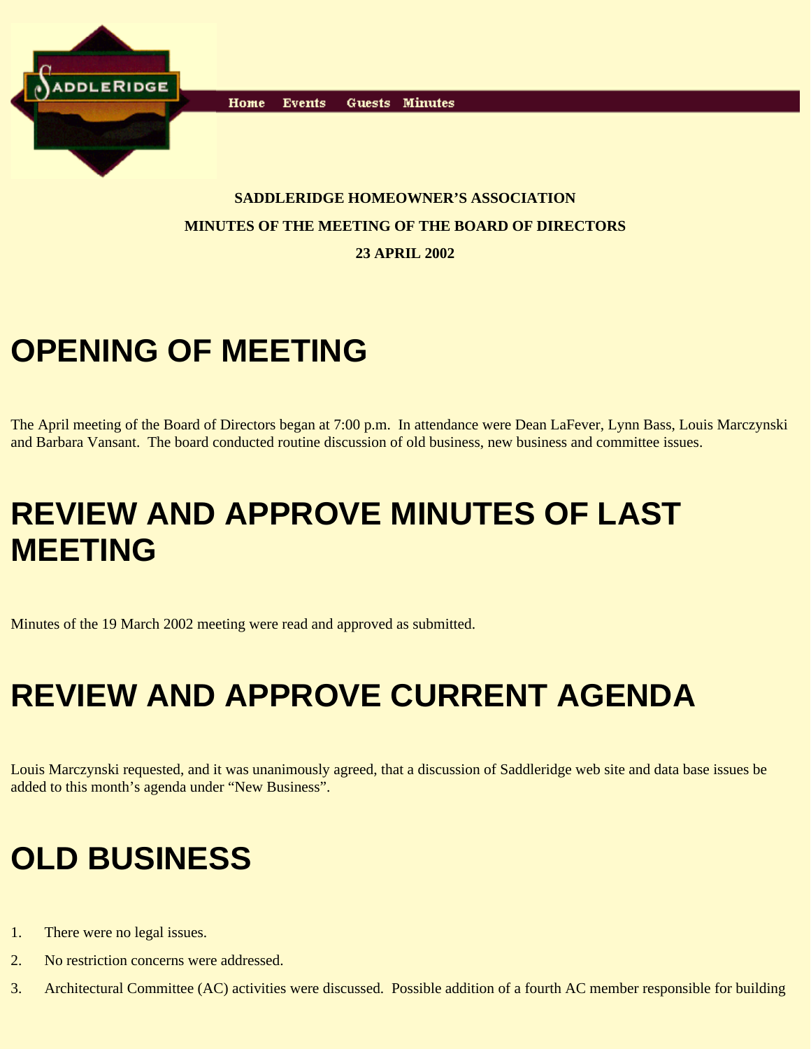Home Events Guests Minutes

**SADDLERIDGE HOMEOWNER'S ASSOCIATION**

**MINUTES OF THE MEETING OF THE BOARD OF DIRECTORS**

**23 APRIL 2002**

# OPENING OF MEETING

The April meeting of the Board of Directors began at 7:00 p.m. In attendance were Dean LaFever, Lynn Bass, Louis Marczynski and Barbara Vansant. The board conducted routine discussion of old business, new business and committee issues.

# REVIEW AND APPROVE MINUTES OF LAST MEETING

Minutes of the 19 March 2002 meeting were read and approved as submitted.

# REVIEW AND APPROVE CURRENT AGENDA

Louis Marczynski requested, and it was unanimously agreed, that a discussion of Saddleridge web site and data base issues be added to this month's agenda under "New Business".

# OLD BUSINESS

1. There were no legal issues.
2. No restriction concerns were addressed.
3. Architectural Committee (AC) activities were discussed. Possible addition of a fourth AC member responsible for building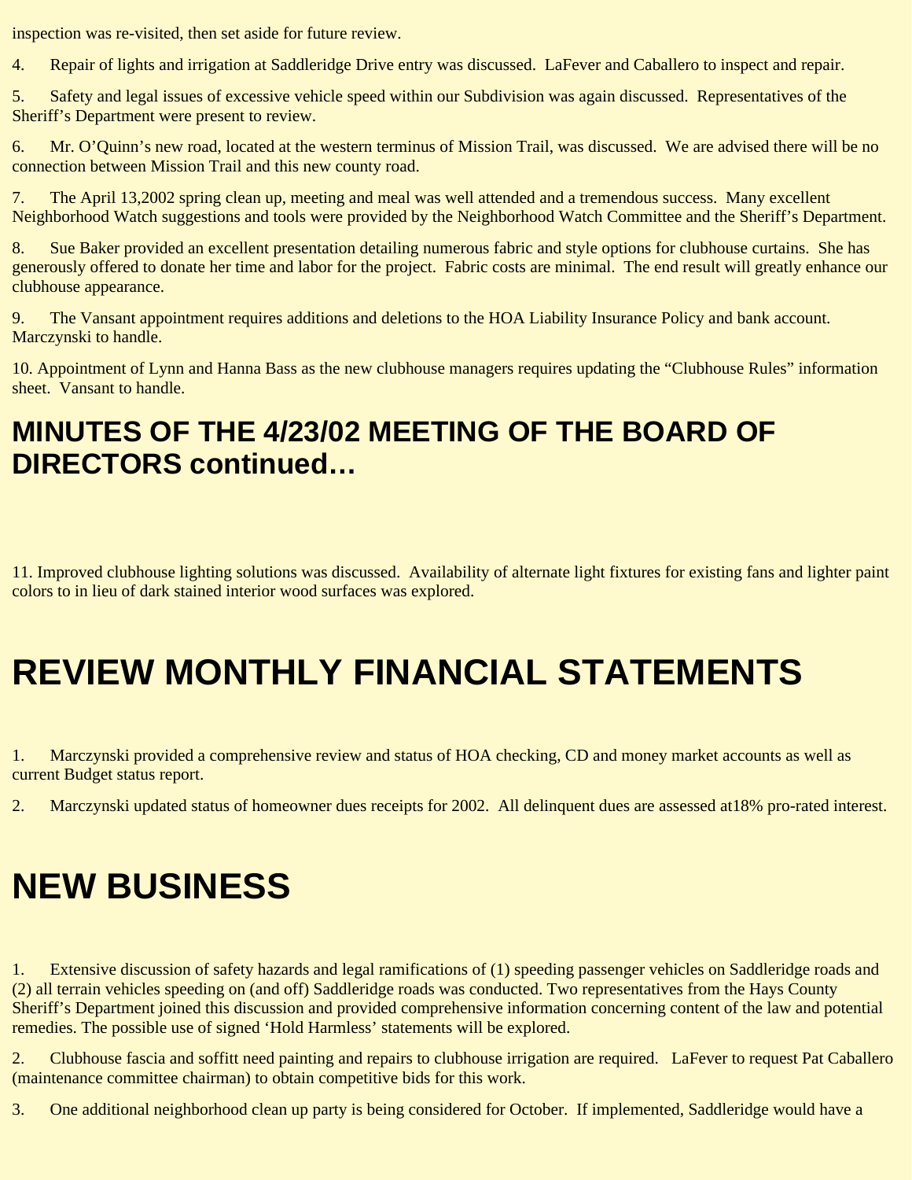inspection was re-visited, then set aside for future review.

4. Repair of lights and irrigation at Saddleridge Drive entry was discussed. LaFever and Caballero to inspect and repair.

5. Safety and legal issues of excessive vehicle speed within our Subdivision was again discussed. Representatives of the Sheriff's Department were present to review.

6. Mr. O'Quinn's new road, located at the western terminus of Mission Trail, was discussed. We are advised there will be no connection between Mission Trail and this new county road.

7. The April 13,2002 spring clean up, meeting and meal was well attended and a tremendous success. Many excellent Neighborhood Watch suggestions and tools were provided by the Neighborhood Watch Committee and the Sheriff's Department.

8. Sue Baker provided an excellent presentation detailing numerous fabric and style options for clubhouse curtains. She has generously offered to donate her time and labor for the project. Fabric costs are minimal. The end result will greatly enhance our clubhouse appearance.

9. The Vansant appointment requires additions and deletions to the HOA Liability Insurance Policy and bank account. Marczynski to handle.

10. Appointment of Lynn and Hanna Bass as the new clubhouse managers requires updating the "Clubhouse Rules" information sheet. Vansant to handle.

## MINUTES OF THE 4/23/02 MEETING OF THE BOARD OF DIRECTORS continued…

11. Improved clubhouse lighting solutions was discussed. Availability of alternate light fixtures for existing fans and lighter paint colors to in lieu of dark stained interior wood surfaces was explored.

# REVIEW MONTHLY FINANCIAL STATEMENTS

1. Marczynski provided a comprehensive review and status of HOA checking, CD and money market accounts as well as current Budget status report.

2. Marczynski updated status of homeowner dues receipts for 2002. All delinquent dues are assessed at18% pro-rated interest.

# NEW BUSINESS

1. Extensive discussion of safety hazards and legal ramifications of (1) speeding passenger vehicles on Saddleridge roads and (2) all terrain vehicles speeding on (and off) Saddleridge roads was conducted. Two representatives from the Hays County Sheriff's Department joined this discussion and provided comprehensive information concerning content of the law and potential remedies. The possible use of signed 'Hold Harmless' statements will be explored.

2. Clubhouse fascia and soffitt need painting and repairs to clubhouse irrigation are required. LaFever to request Pat Caballero (maintenance committee chairman) to obtain competitive bids for this work.

3. One additional neighborhood clean up party is being considered for October. If implemented, Saddleridge would have a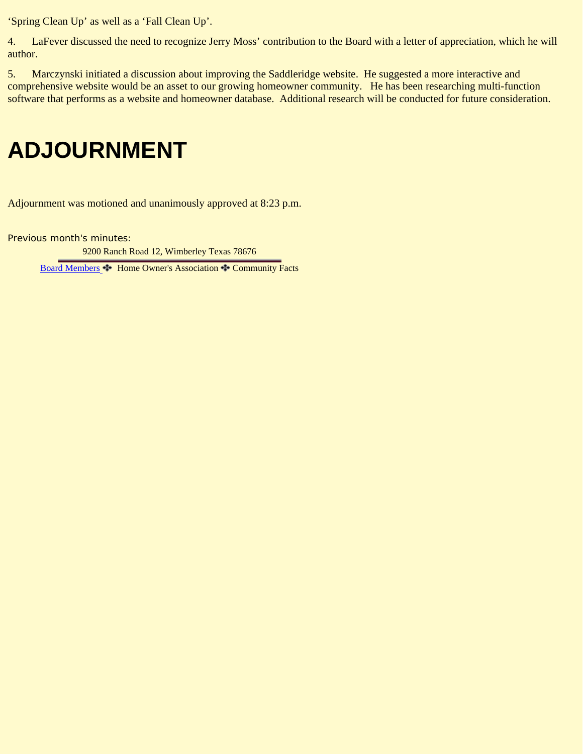'Spring Clean Up' as well as a 'Fall Clean Up'.

4. LaFever discussed the need to recognize Jerry Moss' contribution to the Board with a letter of appreciation, which he will author.

5. Marczynski initiated a discussion about improving the Saddleridge website. He suggested a more interactive and comprehensive website would be an asset to our growing homeowner community. He has been researching multi-function software that performs as a website and homeowner database. Additional research will be conducted for future consideration.

# ADJOURNMENT

Adjournment was motioned and unanimously approved at 8:23 p.m.

Previous month's minutes:

9200 Ranch Road 12, Wimberley Texas 78676

Board Members ✣ Home Owner's Association ✣ Community Facts